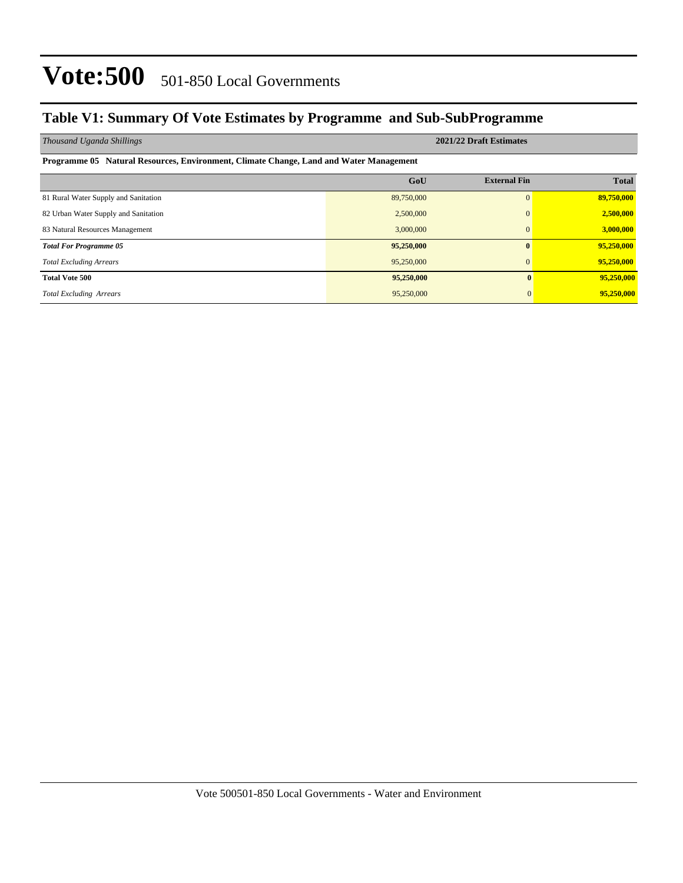# Vote:500 501-850 Local Governments

## Table V1: Summary Of Vote Estimates by Programme and Sub-SubProgramme

| *Thousand Uganda Shillings* | 2021/22 Draft Estimates | | |
|---|---|---|---|
| **Programme 05 Natural Resources, Environment, Climate Change, Land and Water Management** | | | |
| | **GoU** | **External Fin** | **Total** |
| 81 Rural Water Supply and Sanitation | 89,750,000 | 0 | **89,750,000** |
| 82 Urban Water Supply and Sanitation | 2,500,000 | 0 | **2,500,000** |
| 83 Natural Resources Management | 3,000,000 | 0 | **3,000,000** |
| ***Total For Programme 05*** | **95,250,000** | **0** | **95,250,000** |
| *Total Excluding Arrears* | 95,250,000 | 0 | **95,250,000** |
| **Total Vote 500** | **95,250,000** | **0** | **95,250,000** |
| *Total Excluding Arrears* | 95,250,000 | 0 | **95,250,000** |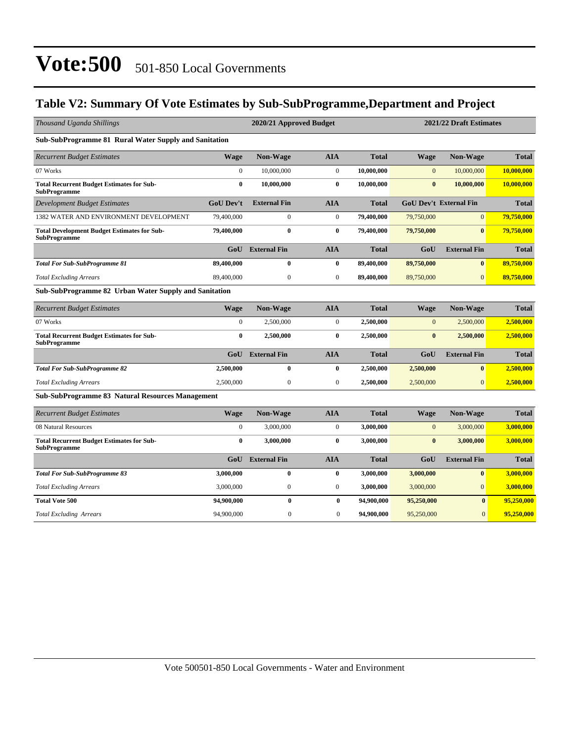# Vote:500 501-850 Local Governments

## Table V2: Summary Of Vote Estimates by Sub-SubProgramme,Department and Project

| *Thousand Uganda Shillings* | | 2020/21 Approved Budget | | | | 2021/22 Draft Estimates | |
|---|---|---|---|---|---|---|---|
| **Sub-SubProgramme 81 Rural Water Supply and Sanitation** | | | | | | | |
| *Recurrent Budget Estimates* | **Wage** | **Non-Wage** | **AIA** | **Total** | **Wage** | **Non-Wage** | **Total** |
| 07 Works | 0 | 10,000,000 | 0 | **10,000,000** | 0 | 10,000,000 | **10,000,000** |
| **Total Recurrent Budget Estimates for Sub-SubProgramme** | **0** | **10,000,000** | **0** | **10,000,000** | **0** | **10,000,000** | **10,000,000** |
| *Development Budget Estimates* | **GoU Dev't** | **External Fin** | **AIA** | **Total** | **GoU Dev't** | **External Fin** | **Total** |
| 1382 WATER AND ENVIRONMENT DEVELOPMENT | 79,400,000 | 0 | 0 | **79,400,000** | 79,750,000 | 0 | **79,750,000** |
| **Total Development Budget Estimates for Sub-SubProgramme** | **79,400,000** | **0** | **0** | **79,400,000** | **79,750,000** | **0** | **79,750,000** |
| | **GoU** | **External Fin** | **AIA** | **Total** | **GoU** | **External Fin** | **Total** |
| ***Total For Sub-SubProgramme 81*** | **89,400,000** | **0** | **0** | **89,400,000** | **89,750,000** | **0** | **89,750,000** |
| *Total Excluding Arrears* | 89,400,000 | 0 | 0 | **89,400,000** | 89,750,000 | 0 | **89,750,000** |
| **Sub-SubProgramme 82 Urban Water Supply and Sanitation** | | | | | | | |
| *Recurrent Budget Estimates* | **Wage** | **Non-Wage** | **AIA** | **Total** | **Wage** | **Non-Wage** | **Total** |
| 07 Works | 0 | 2,500,000 | 0 | **2,500,000** | 0 | 2,500,000 | **2,500,000** |
| **Total Recurrent Budget Estimates for Sub-SubProgramme** | **0** | **2,500,000** | **0** | **2,500,000** | **0** | **2,500,000** | **2,500,000** |
| | **GoU** | **External Fin** | **AIA** | **Total** | **GoU** | **External Fin** | **Total** |
| ***Total For Sub-SubProgramme 82*** | **2,500,000** | **0** | **0** | **2,500,000** | **2,500,000** | **0** | **2,500,000** |
| *Total Excluding Arrears* | 2,500,000 | 0 | 0 | **2,500,000** | 2,500,000 | 0 | **2,500,000** |
| **Sub-SubProgramme 83 Natural Resources Management** | | | | | | | |
| *Recurrent Budget Estimates* | **Wage** | **Non-Wage** | **AIA** | **Total** | **Wage** | **Non-Wage** | **Total** |
| 08 Natural Resources | 0 | 3,000,000 | 0 | **3,000,000** | 0 | 3,000,000 | **3,000,000** |
| **Total Recurrent Budget Estimates for Sub-SubProgramme** | **0** | **3,000,000** | **0** | **3,000,000** | **0** | **3,000,000** | **3,000,000** |
| | **GoU** | **External Fin** | **AIA** | **Total** | **GoU** | **External Fin** | **Total** |
| ***Total For Sub-SubProgramme 83*** | **3,000,000** | **0** | **0** | **3,000,000** | **3,000,000** | **0** | **3,000,000** |
| *Total Excluding Arrears* | 3,000,000 | 0 | 0 | **3,000,000** | 3,000,000 | 0 | **3,000,000** |
| **Total Vote 500** | **94,900,000** | **0** | **0** | **94,900,000** | **95,250,000** | **0** | **95,250,000** |
| *Total Excluding Arrears* | 94,900,000 | 0 | 0 | **94,900,000** | 95,250,000 | 0 | **95,250,000** |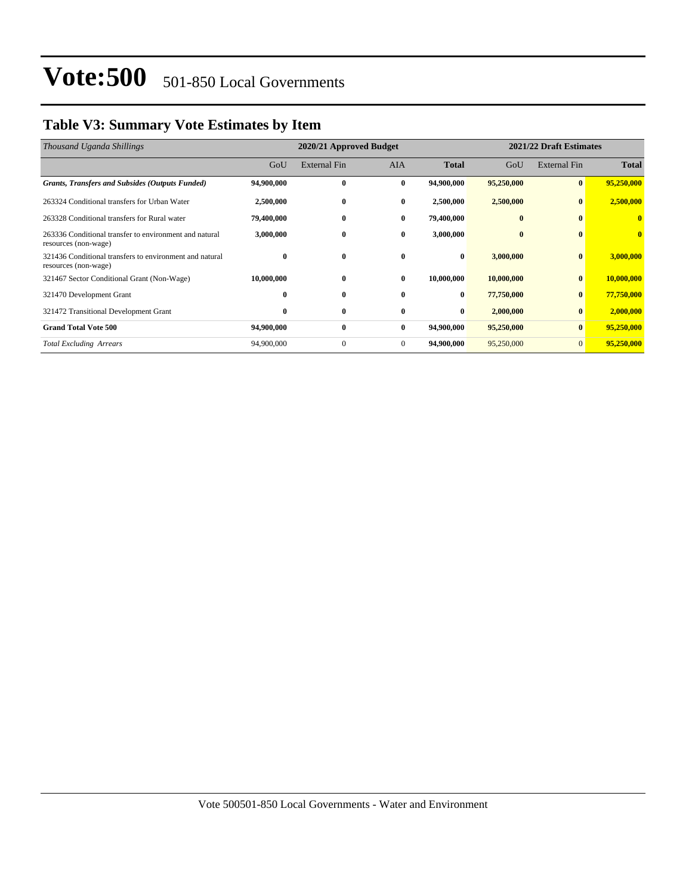# Vote:500 501-850 Local Governments

## Table V3: Summary Vote Estimates by Item

| *Thousand Uganda Shillings* | 2020/21 Approved Budget | | | | 2021/22 Draft Estimates | | |
|---|---|---|---|---|---|---|---|
| | GoU | External Fin | AIA | **Total** | GoU | External Fin | **Total** |
| ***Grants, Transfers and Subsides (Outputs Funded)*** | **94,900,000** | **0** | **0** | **94,900,000** | **95,250,000** | **0** | **95,250,000** |
| 263324 Conditional transfers for Urban Water | **2,500,000** | **0** | **0** | **2,500,000** | **2,500,000** | **0** | **2,500,000** |
| 263328 Conditional transfers for Rural water | **79,400,000** | **0** | **0** | **79,400,000** | **0** | **0** | **0** |
| 263336 Conditional transfer to environment and natural resources (non-wage) | **3,000,000** | **0** | **0** | **3,000,000** | **0** | **0** | **0** |
| 321436 Conditional transfers to environment and natural resources (non-wage) | **0** | **0** | **0** | **0** | **3,000,000** | **0** | **3,000,000** |
| 321467 Sector Conditional Grant (Non-Wage) | **10,000,000** | **0** | **0** | **10,000,000** | **10,000,000** | **0** | **10,000,000** |
| 321470 Development Grant | **0** | **0** | **0** | **0** | **77,750,000** | **0** | **77,750,000** |
| 321472 Transitional Development Grant | **0** | **0** | **0** | **0** | **2,000,000** | **0** | **2,000,000** |
| **Grand Total Vote 500** | **94,900,000** | **0** | **0** | **94,900,000** | **95,250,000** | **0** | **95,250,000** |
| *Total Excluding Arrears* | 94,900,000 | 0 | 0 | **94,900,000** | 95,250,000 | 0 | **95,250,000** |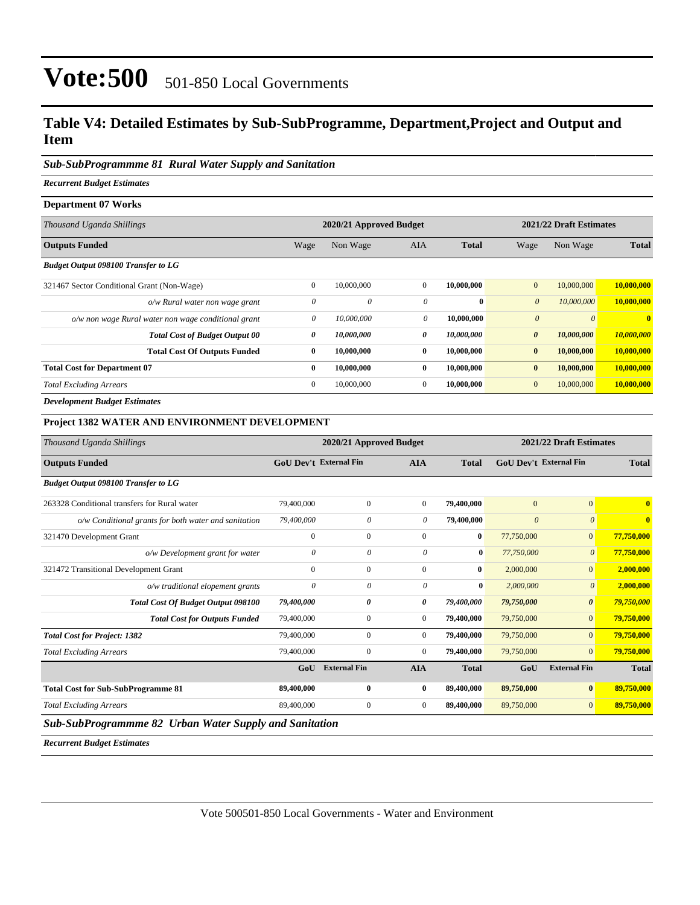# Vote:500 501-850 Local Governments

## Table V4: Detailed Estimates by Sub-SubProgramme, Department,Project and Output and Item

### *Sub-SubProgrammme 81 Rural Water Supply and Sanitation*

***Recurrent Budget Estimates***

**Department 07 Works**

| *Thousand Uganda Shillings* | 2020/21 Approved Budget | | | | 2021/22 Draft Estimates | | |
|---|---|---|---|---|---|---|---|
| **Outputs Funded** | Wage | Non Wage | AIA | **Total** | Wage | Non Wage | **Total** |
| ***Budget Output 098100 Transfer to LG*** | | | | | | | |
| 321467 Sector Conditional Grant (Non-Wage) | 0 | 10,000,000 | 0 | **10,000,000** | 0 | 10,000,000 | **10,000,000** |
| *o/w Rural water non wage grant* | *0* | *0* | *0* | **0** | *0* | *10,000,000* | **10,000,000** |
| *o/w non wage Rural water non wage conditional grant* | *0* | *10,000,000* | *0* | **10,000,000** | *0* | *0* | **0** |
| ***Total Cost of Budget Output 00*** | ***0*** | ***10,000,000*** | ***0*** | ***10,000,000*** | ***0*** | ***10,000,000*** | ***10,000,000*** |
| **Total Cost Of Outputs Funded** | **0** | **10,000,000** | **0** | **10,000,000** | **0** | **10,000,000** | **10,000,000** |
| **Total Cost for Department 07** | **0** | **10,000,000** | **0** | **10,000,000** | **0** | **10,000,000** | **10,000,000** |
| *Total Excluding Arrears* | 0 | 10,000,000 | 0 | **10,000,000** | 0 | 10,000,000 | **10,000,000** |

***Development Budget Estimates***

**Project 1382 WATER AND ENVIRONMENT DEVELOPMENT**

| *Thousand Uganda Shillings* | 2020/21 Approved Budget | | | | 2021/22 Draft Estimates | | |
|---|---|---|---|---|---|---|---|
| **Outputs Funded** | **GoU Dev't** | **External Fin** | **AIA** | **Total** | **GoU Dev't** | **External Fin** | **Total** |
| ***Budget Output 098100 Transfer to LG*** | | | | | | | |
| 263328 Conditional transfers for Rural water | 79,400,000 | 0 | 0 | **79,400,000** | 0 | 0 | **0** |
| *o/w Conditional grants for both water and sanitation* | *79,400,000* | *0* | *0* | **79,400,000** | *0* | *0* | **0** |
| 321470 Development Grant | 0 | 0 | 0 | **0** | 77,750,000 | 0 | **77,750,000** |
| *o/w Development grant for water* | *0* | *0* | *0* | **0** | *77,750,000* | *0* | **77,750,000** |
| 321472 Transitional Development Grant | 0 | 0 | 0 | **0** | 2,000,000 | 0 | **2,000,000** |
| *o/w traditional elopement grants* | *0* | *0* | *0* | **0** | *2,000,000* | *0* | **2,000,000** |
| ***Total Cost Of Budget Output 098100*** | ***79,400,000*** | ***0*** | ***0*** | ***79,400,000*** | ***79,750,000*** | ***0*** | ***79,750,000*** |
| ***Total Cost for Outputs Funded*** | 79,400,000 | 0 | 0 | **79,400,000** | 79,750,000 | 0 | **79,750,000** |
| ***Total Cost for Project: 1382*** | 79,400,000 | 0 | 0 | **79,400,000** | 79,750,000 | 0 | **79,750,000** |
| *Total Excluding Arrears* | 79,400,000 | 0 | 0 | **79,400,000** | 79,750,000 | 0 | **79,750,000** |
| | **GoU** | **External Fin** | **AIA** | **Total** | **GoU** | **External Fin** | **Total** |
| **Total Cost for Sub-SubProgramme 81** | **89,400,000** | **0** | **0** | **89,400,000** | **89,750,000** | **0** | **89,750,000** |
| *Total Excluding Arrears* | 89,400,000 | 0 | 0 | **89,400,000** | 89,750,000 | 0 | **89,750,000** |

### *Sub-SubProgrammme 82 Urban Water Supply and Sanitation*

***Recurrent Budget Estimates***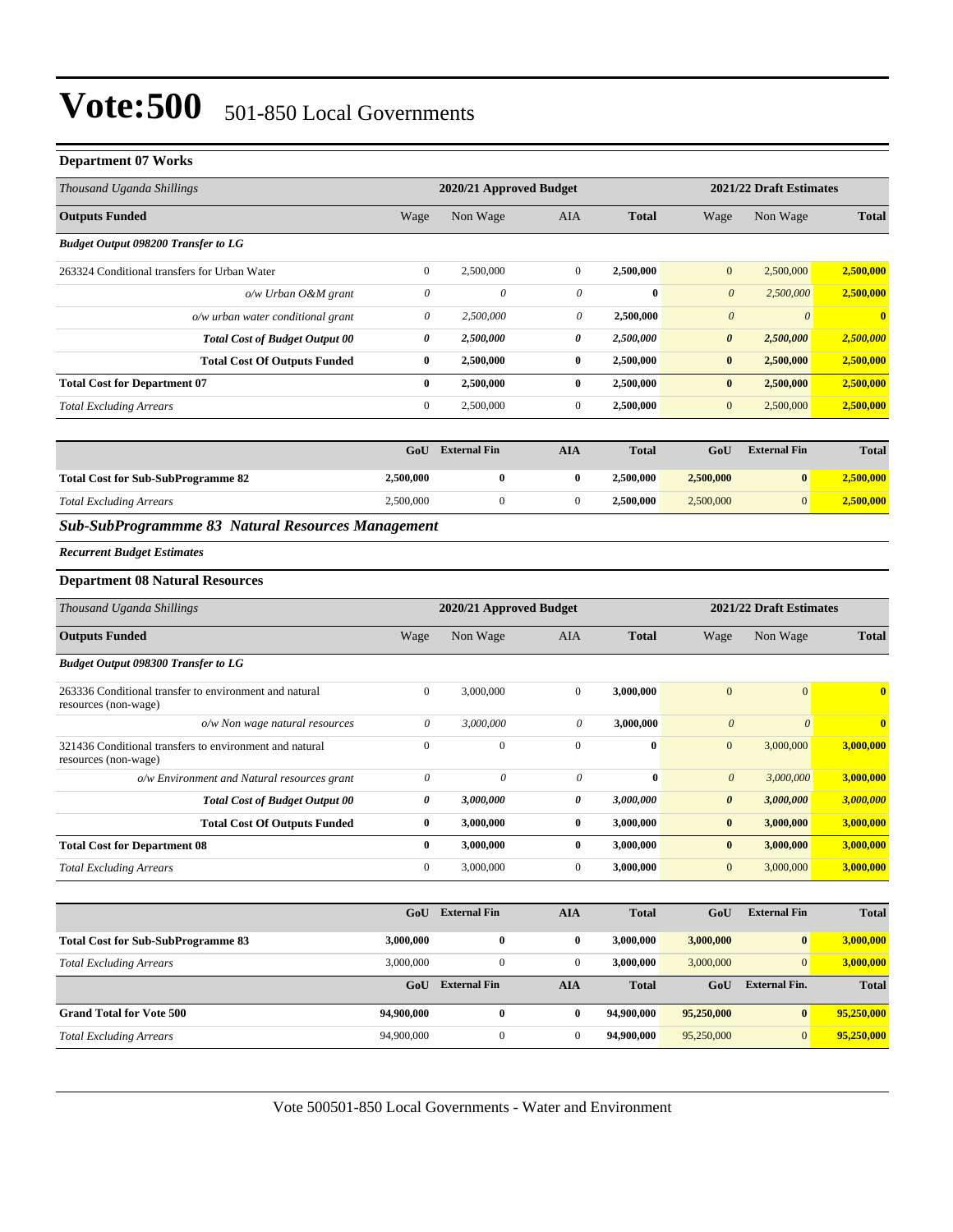# Vote:500 501-850 Local Governments

**Department 07 Works**

| *Thousand Uganda Shillings* | 2020/21 Approved Budget | | | | 2021/22 Draft Estimates | | |
|---|---|---|---|---|---|---|---|
| **Outputs Funded** | Wage | Non Wage | AIA | **Total** | Wage | Non Wage | **Total** |
| ***Budget Output 098200 Transfer to LG*** | | | | | | | |
| 263324 Conditional transfers for Urban Water | 0 | 2,500,000 | 0 | **2,500,000** | 0 | 2,500,000 | **2,500,000** |
| *o/w Urban O&M grant* | *0* | *0* | *0* | **0** | *0* | *2,500,000* | **2,500,000** |
| *o/w urban water conditional grant* | *0* | *2,500,000* | *0* | **2,500,000** | *0* | *0* | **0** |
| ***Total Cost of Budget Output 00*** | ***0*** | ***2,500,000*** | ***0*** | ***2,500,000*** | ***0*** | ***2,500,000*** | ***2,500,000*** |
| **Total Cost Of Outputs Funded** | **0** | **2,500,000** | **0** | **2,500,000** | **0** | **2,500,000** | **2,500,000** |
| **Total Cost for Department 07** | **0** | **2,500,000** | **0** | **2,500,000** | **0** | **2,500,000** | **2,500,000** |
| *Total Excluding Arrears* | 0 | 2,500,000 | 0 | **2,500,000** | 0 | 2,500,000 | **2,500,000** |

| | GoU | External Fin | AIA | Total | GoU | External Fin | Total |
|---|---|---|---|---|---|---|---|
| **Total Cost for Sub-SubProgramme 82** | **2,500,000** | **0** | **0** | **2,500,000** | **2,500,000** | **0** | **2,500,000** |
| *Total Excluding Arrears* | 2,500,000 | 0 | 0 | **2,500,000** | 2,500,000 | 0 | **2,500,000** |

## *Sub-SubProgrammme 83 Natural Resources Management*

***Recurrent Budget Estimates***

**Department 08 Natural Resources**

| *Thousand Uganda Shillings* | 2020/21 Approved Budget | | | | 2021/22 Draft Estimates | | |
|---|---|---|---|---|---|---|---|
| **Outputs Funded** | Wage | Non Wage | AIA | **Total** | Wage | Non Wage | **Total** |
| ***Budget Output 098300 Transfer to LG*** | | | | | | | |
| 263336 Conditional transfer to environment and natural resources (non-wage) | 0 | 3,000,000 | 0 | **3,000,000** | 0 | 0 | **0** |
| *o/w Non wage natural resources* | *0* | *3,000,000* | *0* | **3,000,000** | *0* | *0* | **0** |
| 321436 Conditional transfers to environment and natural resources (non-wage) | 0 | 0 | 0 | **0** | 0 | 3,000,000 | **3,000,000** |
| *o/w Environment and Natural resources grant* | *0* | *0* | *0* | **0** | *0* | *3,000,000* | **3,000,000** |
| ***Total Cost of Budget Output 00*** | ***0*** | ***3,000,000*** | ***0*** | ***3,000,000*** | ***0*** | ***3,000,000*** | ***3,000,000*** |
| **Total Cost Of Outputs Funded** | **0** | **3,000,000** | **0** | **3,000,000** | **0** | **3,000,000** | **3,000,000** |
| **Total Cost for Department 08** | **0** | **3,000,000** | **0** | **3,000,000** | **0** | **3,000,000** | **3,000,000** |
| *Total Excluding Arrears* | 0 | 3,000,000 | 0 | **3,000,000** | 0 | 3,000,000 | **3,000,000** |

| | GoU | External Fin | AIA | Total | GoU | External Fin | Total |
|---|---|---|---|---|---|---|---|
| **Total Cost for Sub-SubProgramme 83** | **3,000,000** | **0** | **0** | **3,000,000** | **3,000,000** | **0** | **3,000,000** |
| *Total Excluding Arrears* | 3,000,000 | 0 | 0 | **3,000,000** | 3,000,000 | 0 | **3,000,000** |
| | **GoU** | **External Fin** | **AIA** | **Total** | **GoU** | **External Fin.** | **Total** |
| **Grand Total for Vote 500** | **94,900,000** | **0** | **0** | **94,900,000** | **95,250,000** | **0** | **95,250,000** |
| *Total Excluding Arrears* | 94,900,000 | 0 | 0 | **94,900,000** | 95,250,000 | 0 | **95,250,000** |